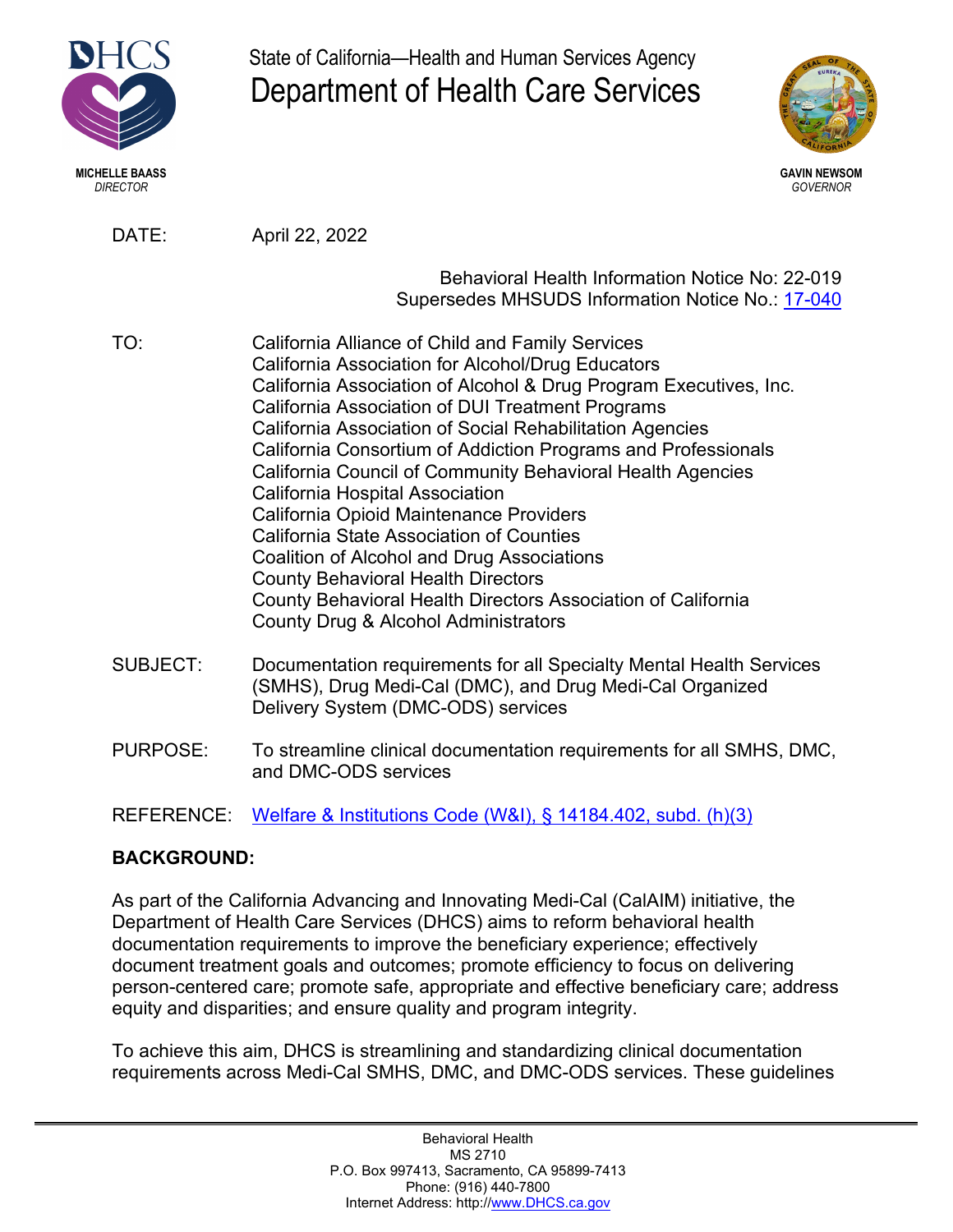MICHELLE BAASS
*DIRECTOR*

State of California—Health and Human Services Agency
# Department of Health Care Services

GAVIN NEWSOM
*GOVERNOR*

DATE: April 22, 2022

Behavioral Health Information Notice No: 22-019
Supersedes MHSUDS Information Notice No.: 17-040

TO:
California Alliance of Child and Family Services
California Association for Alcohol/Drug Educators
California Association of Alcohol & Drug Program Executives, Inc.
California Association of DUI Treatment Programs
California Association of Social Rehabilitation Agencies
California Consortium of Addiction Programs and Professionals
California Council of Community Behavioral Health Agencies
California Hospital Association
California Opioid Maintenance Providers
California State Association of Counties
Coalition of Alcohol and Drug Associations
County Behavioral Health Directors
County Behavioral Health Directors Association of California
County Drug & Alcohol Administrators

SUBJECT: Documentation requirements for all Specialty Mental Health Services (SMHS), Drug Medi-Cal (DMC), and Drug Medi-Cal Organized Delivery System (DMC-ODS) services

PURPOSE: To streamline clinical documentation requirements for all SMHS, DMC, and DMC-ODS services

REFERENCE: Welfare & Institutions Code (W&I), § 14184.402, subd. (h)(3)

**BACKGROUND:**

As part of the California Advancing and Innovating Medi-Cal (CalAIM) initiative, the Department of Health Care Services (DHCS) aims to reform behavioral health documentation requirements to improve the beneficiary experience; effectively document treatment goals and outcomes; promote efficiency to focus on delivering person-centered care; promote safe, appropriate and effective beneficiary care; address equity and disparities; and ensure quality and program integrity.

To achieve this aim, DHCS is streamlining and standardizing clinical documentation requirements across Medi-Cal SMHS, DMC, and DMC-ODS services. These guidelines

Behavioral Health
MS 2710
P.O. Box 997413, Sacramento, CA 95899-7413
Phone: (916) 440-7800
Internet Address: http://www.DHCS.ca.gov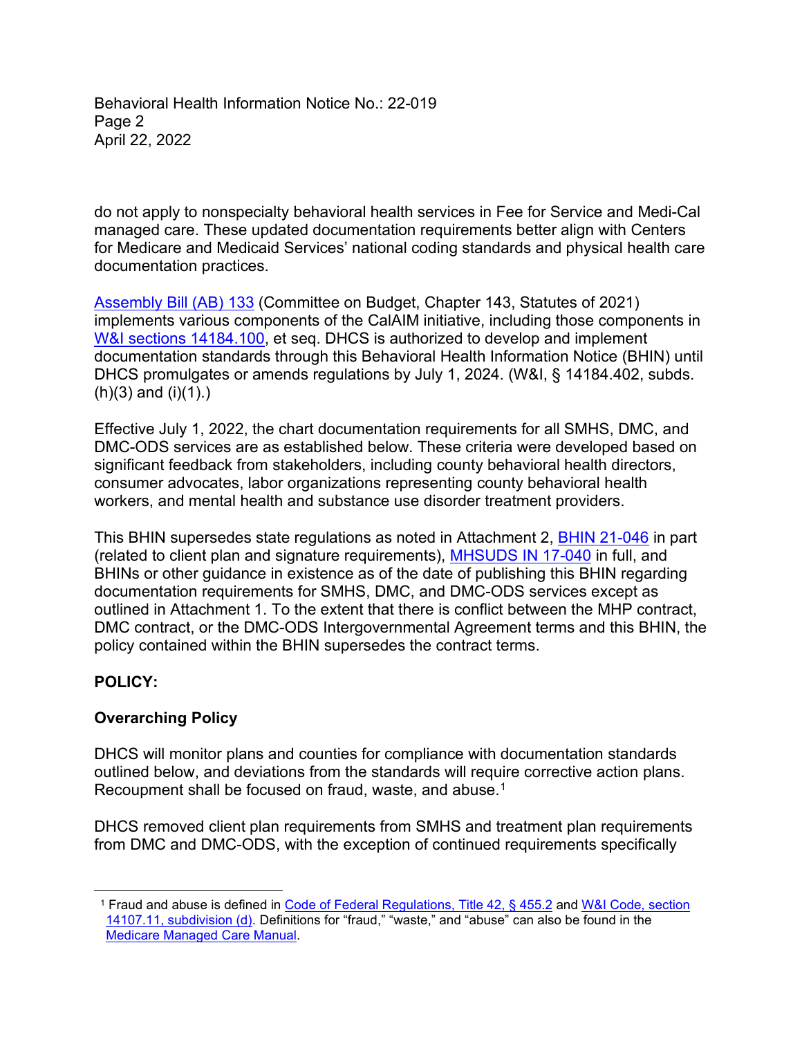do not apply to nonspecialty behavioral health services in Fee for Service and Medi-Cal managed care. These updated documentation requirements better align with Centers for Medicare and Medicaid Services' national coding standards and physical health care documentation practices.

Assembly Bill (AB) 133 (Committee on Budget, Chapter 143, Statutes of 2021) implements various components of the CalAIM initiative, including those components in W&I sections 14184.100, et seq. DHCS is authorized to develop and implement documentation standards through this Behavioral Health Information Notice (BHIN) until DHCS promulgates or amends regulations by July 1, 2024. (W&I, § 14184.402, subds. (h)(3) and (i)(1).)

Effective July 1, 2022, the chart documentation requirements for all SMHS, DMC, and DMC-ODS services are as established below. These criteria were developed based on significant feedback from stakeholders, including county behavioral health directors, consumer advocates, labor organizations representing county behavioral health workers, and mental health and substance use disorder treatment providers.

This BHIN supersedes state regulations as noted in Attachment 2, BHIN 21-046 in part (related to client plan and signature requirements), MHSUDS IN 17-040 in full, and BHINs or other guidance in existence as of the date of publishing this BHIN regarding documentation requirements for SMHS, DMC, and DMC-ODS services except as outlined in Attachment 1. To the extent that there is conflict between the MHP contract, DMC contract, or the DMC-ODS Intergovernmental Agreement terms and this BHIN, the policy contained within the BHIN supersedes the contract terms.

**POLICY:**

**Overarching Policy**

DHCS will monitor plans and counties for compliance with documentation standards outlined below, and deviations from the standards will require corrective action plans. Recoupment shall be focused on fraud, waste, and abuse.[1]

DHCS removed client plan requirements from SMHS and treatment plan requirements from DMC and DMC-ODS, with the exception of continued requirements specifically

[1] Fraud and abuse is defined in Code of Federal Regulations, Title 42, § 455.2 and W&I Code, section 14107.11, subdivision (d). Definitions for "fraud," "waste," and "abuse" can also be found in the Medicare Managed Care Manual.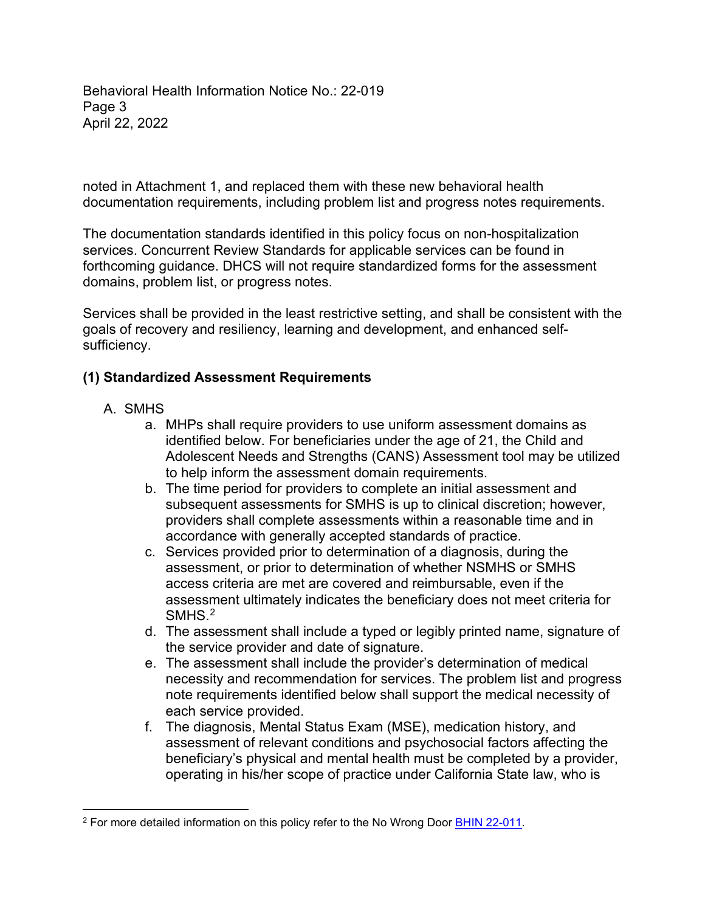noted in Attachment 1, and replaced them with these new behavioral health documentation requirements, including problem list and progress notes requirements.

The documentation standards identified in this policy focus on non-hospitalization services. Concurrent Review Standards for applicable services can be found in forthcoming guidance. DHCS will not require standardized forms for the assessment domains, problem list, or progress notes.

Services shall be provided in the least restrictive setting, and shall be consistent with the goals of recovery and resiliency, learning and development, and enhanced self-sufficiency.

## (1) Standardized Assessment Requirements

A. SMHS

  a. MHPs shall require providers to use uniform assessment domains as identified below. For beneficiaries under the age of 21, the Child and Adolescent Needs and Strengths (CANS) Assessment tool may be utilized to help inform the assessment domain requirements.
  b. The time period for providers to complete an initial assessment and subsequent assessments for SMHS is up to clinical discretion; however, providers shall complete assessments within a reasonable time and in accordance with generally accepted standards of practice.
  c. Services provided prior to determination of a diagnosis, during the assessment, or prior to determination of whether NSMHS or SMHS access criteria are met are covered and reimbursable, even if the assessment ultimately indicates the beneficiary does not meet criteria for SMHS.[2]
  d. The assessment shall include a typed or legibly printed name, signature of the service provider and date of signature.
  e. The assessment shall include the provider's determination of medical necessity and recommendation for services. The problem list and progress note requirements identified below shall support the medical necessity of each service provided.
  f. The diagnosis, Mental Status Exam (MSE), medication history, and assessment of relevant conditions and psychosocial factors affecting the beneficiary's physical and mental health must be completed by a provider, operating in his/her scope of practice under California State law, who is

[2] For more detailed information on this policy refer to the No Wrong Door BHIN 22-011.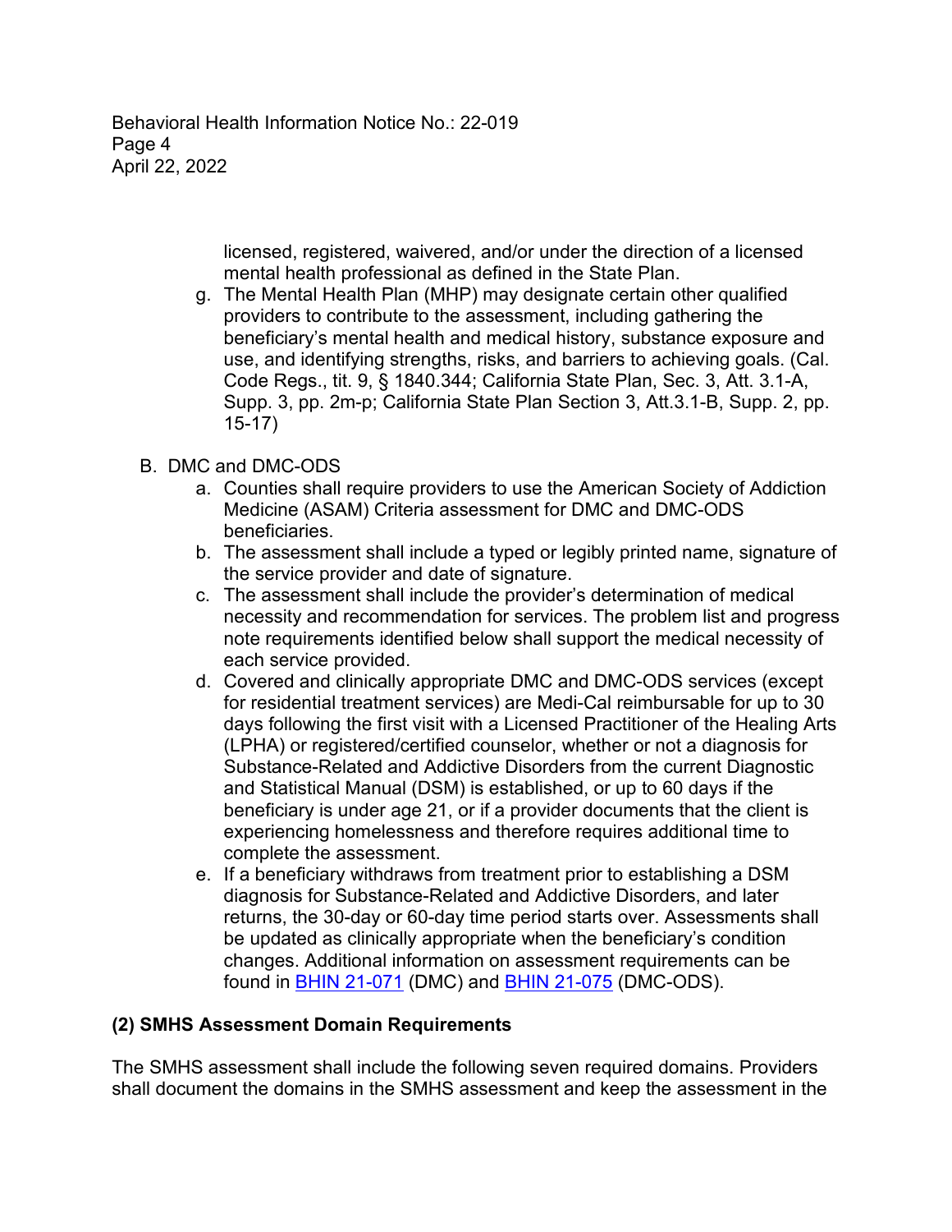licensed, registered, waivered, and/or under the direction of a licensed mental health professional as defined in the State Plan.

g. The Mental Health Plan (MHP) may designate certain other qualified providers to contribute to the assessment, including gathering the beneficiary's mental health and medical history, substance exposure and use, and identifying strengths, risks, and barriers to achieving goals. (Cal. Code Regs., tit. 9, § 1840.344; California State Plan, Sec. 3, Att. 3.1-A, Supp. 3, pp. 2m-p; California State Plan Section 3, Att.3.1-B, Supp. 2, pp. 15-17)

B. DMC and DMC-ODS

a. Counties shall require providers to use the American Society of Addiction Medicine (ASAM) Criteria assessment for DMC and DMC-ODS beneficiaries.
b. The assessment shall include a typed or legibly printed name, signature of the service provider and date of signature.
c. The assessment shall include the provider's determination of medical necessity and recommendation for services. The problem list and progress note requirements identified below shall support the medical necessity of each service provided.
d. Covered and clinically appropriate DMC and DMC-ODS services (except for residential treatment services) are Medi-Cal reimbursable for up to 30 days following the first visit with a Licensed Practitioner of the Healing Arts (LPHA) or registered/certified counselor, whether or not a diagnosis for Substance-Related and Addictive Disorders from the current Diagnostic and Statistical Manual (DSM) is established, or up to 60 days if the beneficiary is under age 21, or if a provider documents that the client is experiencing homelessness and therefore requires additional time to complete the assessment.
e. If a beneficiary withdraws from treatment prior to establishing a DSM diagnosis for Substance-Related and Addictive Disorders, and later returns, the 30-day or 60-day time period starts over. Assessments shall be updated as clinically appropriate when the beneficiary's condition changes. Additional information on assessment requirements can be found in BHIN 21-071 (DMC) and BHIN 21-075 (DMC-ODS).

**(2) SMHS Assessment Domain Requirements**

The SMHS assessment shall include the following seven required domains. Providers shall document the domains in the SMHS assessment and keep the assessment in the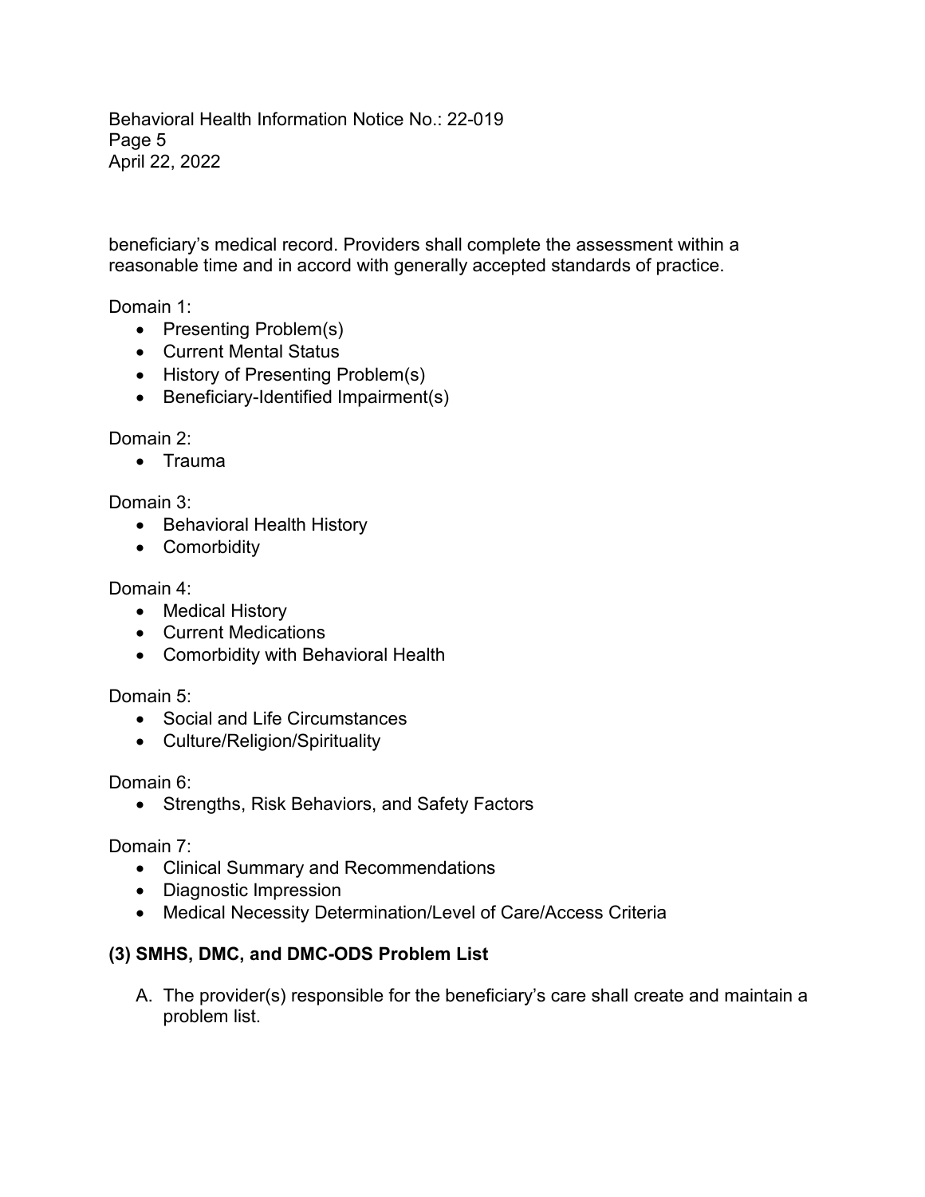beneficiary's medical record. Providers shall complete the assessment within a reasonable time and in accord with generally accepted standards of practice.

Domain 1:

- Presenting Problem(s)
- Current Mental Status
- History of Presenting Problem(s)
- Beneficiary-Identified Impairment(s)

Domain 2:

- Trauma

Domain 3:

- Behavioral Health History
- Comorbidity

Domain 4:

- Medical History
- Current Medications
- Comorbidity with Behavioral Health

Domain 5:

- Social and Life Circumstances
- Culture/Religion/Spirituality

Domain 6:

- Strengths, Risk Behaviors, and Safety Factors

Domain 7:

- Clinical Summary and Recommendations
- Diagnostic Impression
- Medical Necessity Determination/Level of Care/Access Criteria

### (3) SMHS, DMC, and DMC-ODS Problem List

A. The provider(s) responsible for the beneficiary's care shall create and maintain a problem list.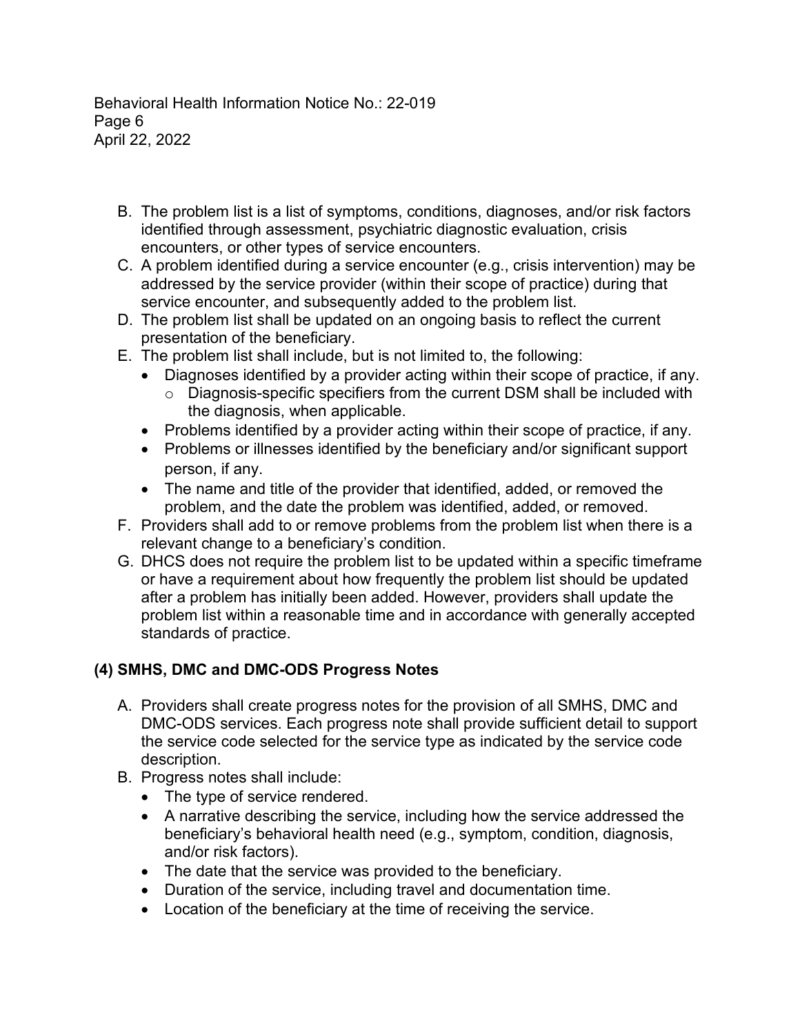B. The problem list is a list of symptoms, conditions, diagnoses, and/or risk factors identified through assessment, psychiatric diagnostic evaluation, crisis encounters, or other types of service encounters.

C. A problem identified during a service encounter (e.g., crisis intervention) may be addressed by the service provider (within their scope of practice) during that service encounter, and subsequently added to the problem list.

D. The problem list shall be updated on an ongoing basis to reflect the current presentation of the beneficiary.

E. The problem list shall include, but is not limited to, the following:
   - Diagnoses identified by a provider acting within their scope of practice, if any.
     - Diagnosis-specific specifiers from the current DSM shall be included with the diagnosis, when applicable.
   - Problems identified by a provider acting within their scope of practice, if any.
   - Problems or illnesses identified by the beneficiary and/or significant support person, if any.
   - The name and title of the provider that identified, added, or removed the problem, and the date the problem was identified, added, or removed.

F. Providers shall add to or remove problems from the problem list when there is a relevant change to a beneficiary's condition.

G. DHCS does not require the problem list to be updated within a specific timeframe or have a requirement about how frequently the problem list should be updated after a problem has initially been added. However, providers shall update the problem list within a reasonable time and in accordance with generally accepted standards of practice.

**(4) SMHS, DMC and DMC-ODS Progress Notes**

A. Providers shall create progress notes for the provision of all SMHS, DMC and DMC-ODS services. Each progress note shall provide sufficient detail to support the service code selected for the service type as indicated by the service code description.

B. Progress notes shall include:
   - The type of service rendered.
   - A narrative describing the service, including how the service addressed the beneficiary's behavioral health need (e.g., symptom, condition, diagnosis, and/or risk factors).
   - The date that the service was provided to the beneficiary.
   - Duration of the service, including travel and documentation time.
   - Location of the beneficiary at the time of receiving the service.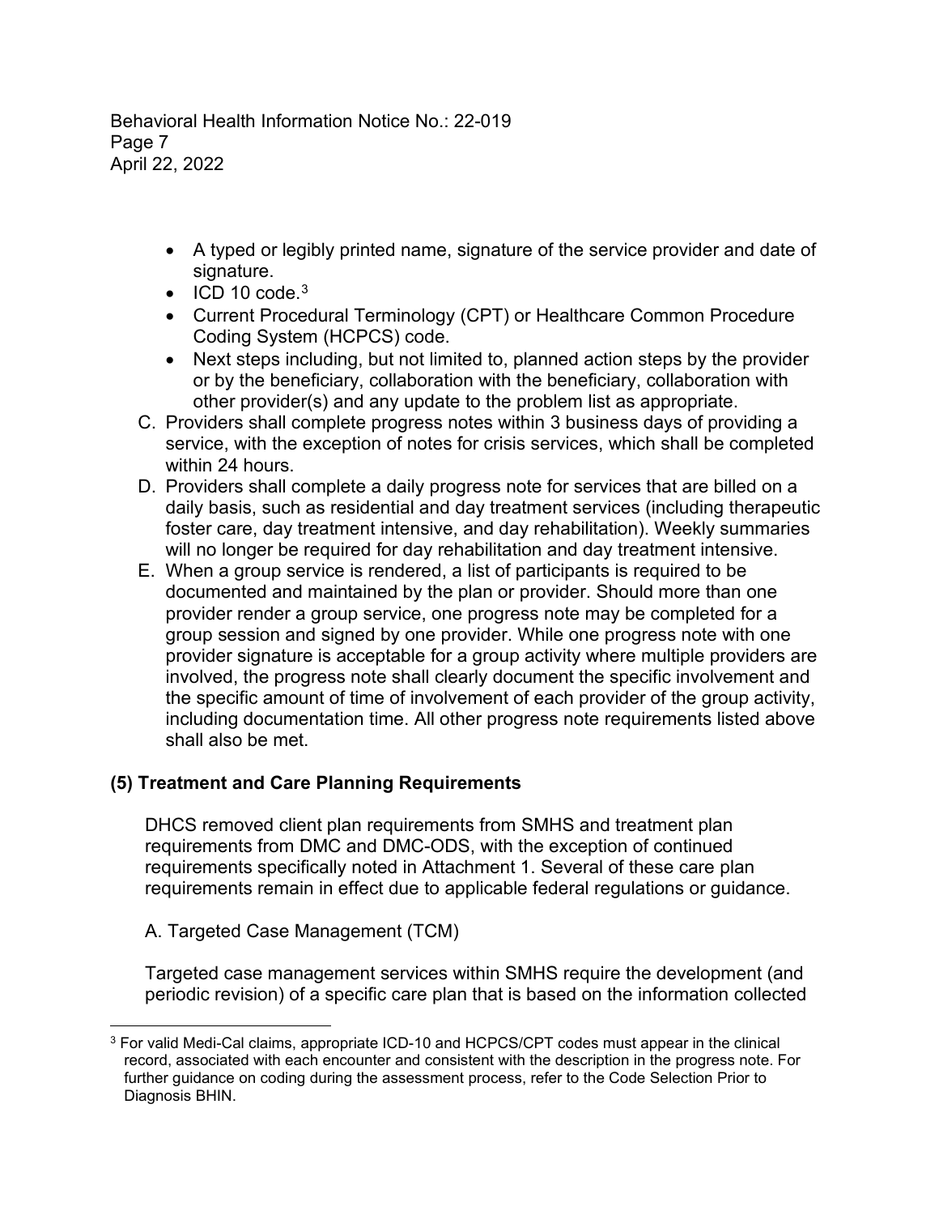- A typed or legibly printed name, signature of the service provider and date of signature.
- ICD 10 code.[3]
- Current Procedural Terminology (CPT) or Healthcare Common Procedure Coding System (HCPCS) code.
- Next steps including, but not limited to, planned action steps by the provider or by the beneficiary, collaboration with the beneficiary, collaboration with other provider(s) and any update to the problem list as appropriate.

C. Providers shall complete progress notes within 3 business days of providing a service, with the exception of notes for crisis services, which shall be completed within 24 hours.

D. Providers shall complete a daily progress note for services that are billed on a daily basis, such as residential and day treatment services (including therapeutic foster care, day treatment intensive, and day rehabilitation). Weekly summaries will no longer be required for day rehabilitation and day treatment intensive.

E. When a group service is rendered, a list of participants is required to be documented and maintained by the plan or provider. Should more than one provider render a group service, one progress note may be completed for a group session and signed by one provider. While one progress note with one provider signature is acceptable for a group activity where multiple providers are involved, the progress note shall clearly document the specific involvement and the specific amount of time of involvement of each provider of the group activity, including documentation time. All other progress note requirements listed above shall also be met.

### (5) Treatment and Care Planning Requirements

DHCS removed client plan requirements from SMHS and treatment plan requirements from DMC and DMC-ODS, with the exception of continued requirements specifically noted in Attachment 1. Several of these care plan requirements remain in effect due to applicable federal regulations or guidance.

A. Targeted Case Management (TCM)

Targeted case management services within SMHS require the development (and periodic revision) of a specific care plan that is based on the information collected

---

[3] For valid Medi-Cal claims, appropriate ICD-10 and HCPCS/CPT codes must appear in the clinical record, associated with each encounter and consistent with the description in the progress note. For further guidance on coding during the assessment process, refer to the Code Selection Prior to Diagnosis BHIN.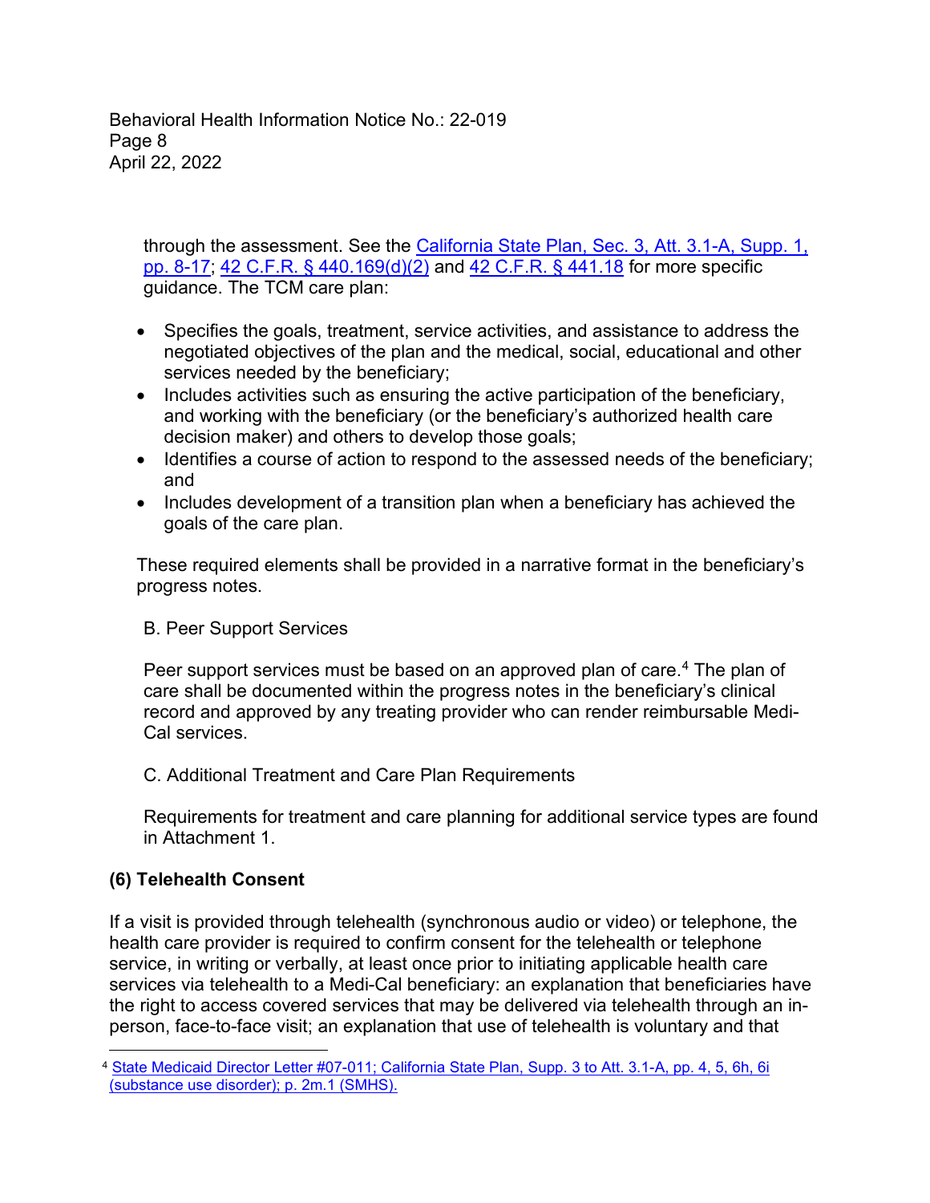through the assessment. See the California State Plan, Sec. 3, Att. 3.1-A, Supp. 1, pp. 8-17; 42 C.F.R. § 440.169(d)(2) and 42 C.F.R. § 441.18 for more specific guidance. The TCM care plan:

- Specifies the goals, treatment, service activities, and assistance to address the negotiated objectives of the plan and the medical, social, educational and other services needed by the beneficiary;
- Includes activities such as ensuring the active participation of the beneficiary, and working with the beneficiary (or the beneficiary's authorized health care decision maker) and others to develop those goals;
- Identifies a course of action to respond to the assessed needs of the beneficiary; and
- Includes development of a transition plan when a beneficiary has achieved the goals of the care plan.

These required elements shall be provided in a narrative format in the beneficiary's progress notes.

B. Peer Support Services

Peer support services must be based on an approved plan of care.[4] The plan of care shall be documented within the progress notes in the beneficiary's clinical record and approved by any treating provider who can render reimbursable Medi-Cal services.

C. Additional Treatment and Care Plan Requirements

Requirements for treatment and care planning for additional service types are found in Attachment 1.

### (6) Telehealth Consent

If a visit is provided through telehealth (synchronous audio or video) or telephone, the health care provider is required to confirm consent for the telehealth or telephone service, in writing or verbally, at least once prior to initiating applicable health care services via telehealth to a Medi-Cal beneficiary: an explanation that beneficiaries have the right to access covered services that may be delivered via telehealth through an in-person, face-to-face visit; an explanation that use of telehealth is voluntary and that

---

[4] State Medicaid Director Letter #07-011; California State Plan, Supp. 3 to Att. 3.1-A, pp. 4, 5, 6h, 6i (substance use disorder); p. 2m.1 (SMHS).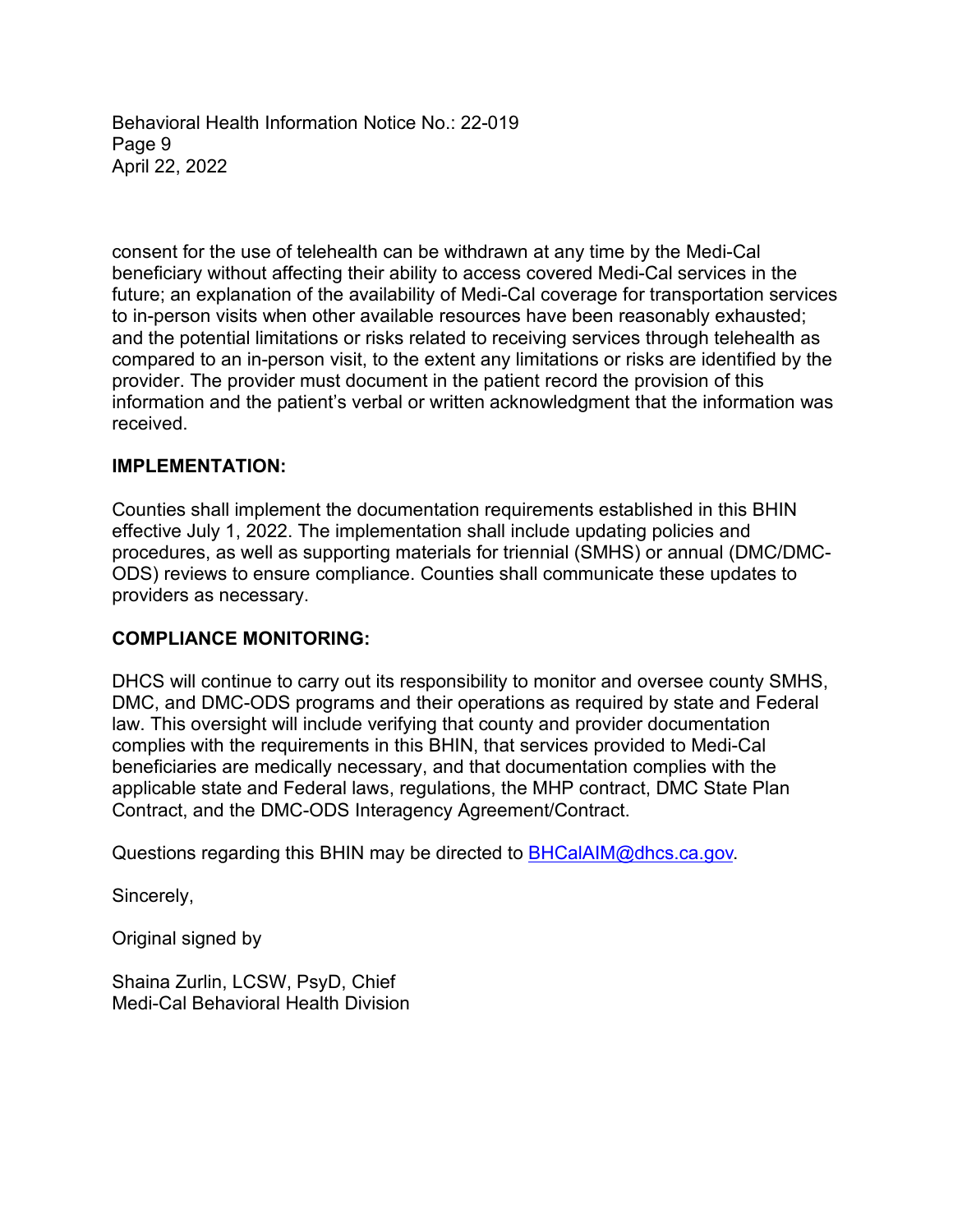consent for the use of telehealth can be withdrawn at any time by the Medi-Cal beneficiary without affecting their ability to access covered Medi-Cal services in the future; an explanation of the availability of Medi-Cal coverage for transportation services to in-person visits when other available resources have been reasonably exhausted; and the potential limitations or risks related to receiving services through telehealth as compared to an in-person visit, to the extent any limitations or risks are identified by the provider. The provider must document in the patient record the provision of this information and the patient's verbal or written acknowledgment that the information was received.

**IMPLEMENTATION:**

Counties shall implement the documentation requirements established in this BHIN effective July 1, 2022. The implementation shall include updating policies and procedures, as well as supporting materials for triennial (SMHS) or annual (DMC/DMC-ODS) reviews to ensure compliance. Counties shall communicate these updates to providers as necessary.

**COMPLIANCE MONITORING:**

DHCS will continue to carry out its responsibility to monitor and oversee county SMHS, DMC, and DMC-ODS programs and their operations as required by state and Federal law. This oversight will include verifying that county and provider documentation complies with the requirements in this BHIN, that services provided to Medi-Cal beneficiaries are medically necessary, and that documentation complies with the applicable state and Federal laws, regulations, the MHP contract, DMC State Plan Contract, and the DMC-ODS Interagency Agreement/Contract.

Questions regarding this BHIN may be directed to BHCalAIM@dhcs.ca.gov.

Sincerely,

Original signed by

Shaina Zurlin, LCSW, PsyD, Chief
Medi-Cal Behavioral Health Division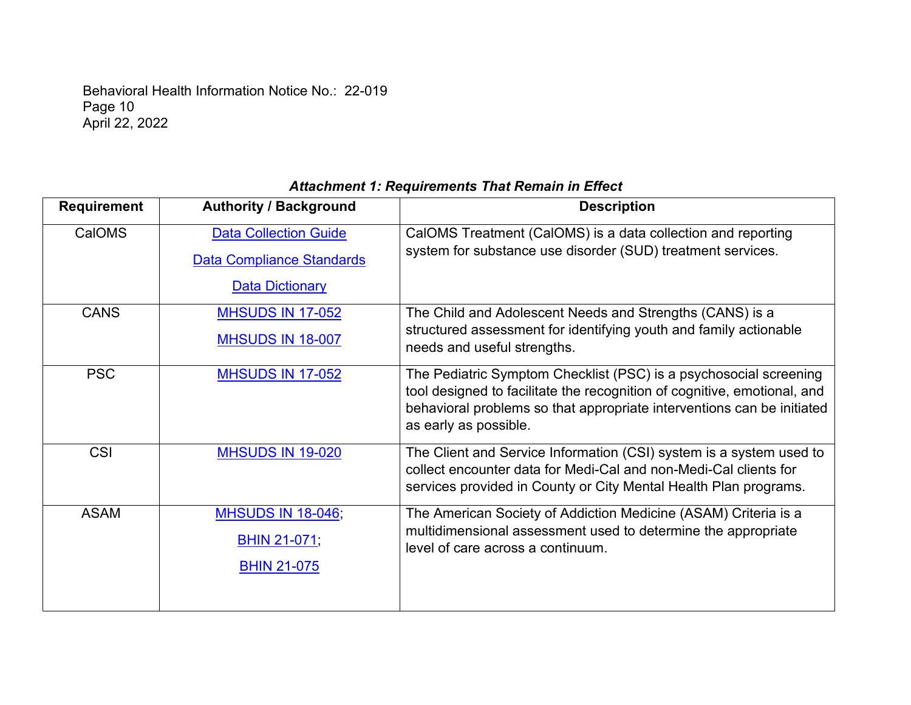***Attachment 1: Requirements That Remain in Effect***

| Requirement | Authority / Background | Description |
|---|---|---|
| CalOMS | Data Collection Guide<br>Data Compliance Standards<br>Data Dictionary | CalOMS Treatment (CalOMS) is a data collection and reporting system for substance use disorder (SUD) treatment services. |
| CANS | MHSUDS IN 17-052<br>MHSUDS IN 18-007 | The Child and Adolescent Needs and Strengths (CANS) is a structured assessment for identifying youth and family actionable needs and useful strengths. |
| PSC | MHSUDS IN 17-052 | The Pediatric Symptom Checklist (PSC) is a psychosocial screening tool designed to facilitate the recognition of cognitive, emotional, and behavioral problems so that appropriate interventions can be initiated as early as possible. |
| CSI | MHSUDS IN 19-020 | The Client and Service Information (CSI) system is a system used to collect encounter data for Medi-Cal and non-Medi-Cal clients for services provided in County or City Mental Health Plan programs. |
| ASAM | MHSUDS IN 18-046;<br>BHIN 21-071;<br>BHIN 21-075 | The American Society of Addiction Medicine (ASAM) Criteria is a multidimensional assessment used to determine the appropriate level of care across a continuum. |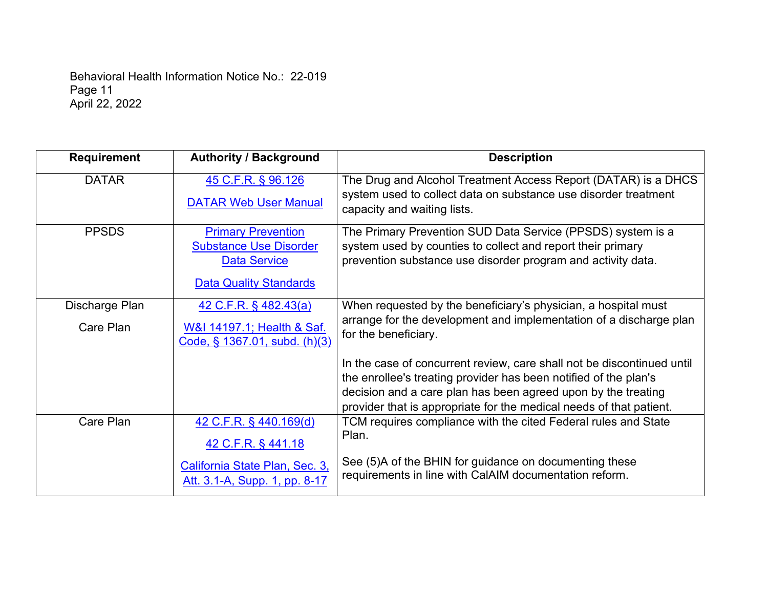| Requirement | Authority / Background | Description |
|---|---|---|
| DATAR | 45 C.F.R. § 96.126<br><br>DATAR Web User Manual | The Drug and Alcohol Treatment Access Report (DATAR) is a DHCS system used to collect data on substance use disorder treatment capacity and waiting lists. |
| PPSDS | Primary Prevention Substance Use Disorder Data Service<br><br>Data Quality Standards | The Primary Prevention SUD Data Service (PPSDS) system is a system used by counties to collect and report their primary prevention substance use disorder program and activity data. |
| Discharge Plan<br><br>Care Plan | 42 C.F.R. § 482.43(a)<br><br>W&I 14197.1; Health & Saf. Code, § 1367.01, subd. (h)(3) | When requested by the beneficiary's physician, a hospital must arrange for the development and implementation of a discharge plan for the beneficiary.<br><br>In the case of concurrent review, care shall not be discontinued until the enrollee's treating provider has been notified of the plan's decision and a care plan has been agreed upon by the treating provider that is appropriate for the medical needs of that patient. |
| Care Plan | 42 C.F.R. § 440.169(d)<br><br>42 C.F.R. § 441.18<br><br>California State Plan, Sec. 3, Att. 3.1-A, Supp. 1, pp. 8-17 | TCM requires compliance with the cited Federal rules and State Plan.<br><br>See (5)A of the BHIN for guidance on documenting these requirements in line with CalAIM documentation reform. |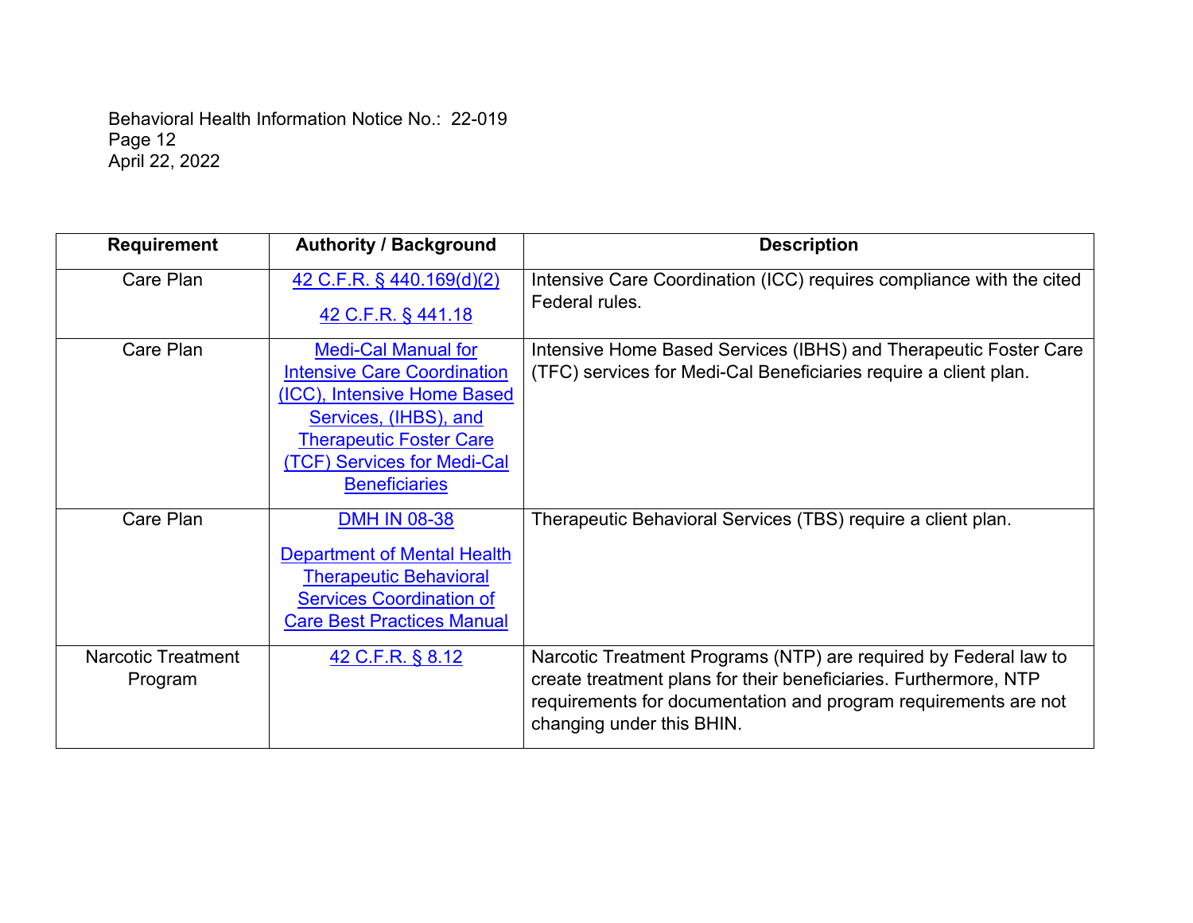| Requirement | Authority / Background | Description |
|---|---|---|
| Care Plan | 42 C.F.R. § 440.169(d)(2)<br><br>42 C.F.R. § 441.18 | Intensive Care Coordination (ICC) requires compliance with the cited Federal rules. |
| Care Plan | Medi-Cal Manual for Intensive Care Coordination (ICC), Intensive Home Based Services, (IHBS), and Therapeutic Foster Care (TCF) Services for Medi-Cal Beneficiaries | Intensive Home Based Services (IBHS) and Therapeutic Foster Care (TFC) services for Medi-Cal Beneficiaries require a client plan. |
| Care Plan | DMH IN 08-38<br><br>Department of Mental Health Therapeutic Behavioral Services Coordination of Care Best Practices Manual | Therapeutic Behavioral Services (TBS) require a client plan. |
| Narcotic Treatment Program | 42 C.F.R. § 8.12 | Narcotic Treatment Programs (NTP) are required by Federal law to create treatment plans for their beneficiaries. Furthermore, NTP requirements for documentation and program requirements are not changing under this BHIN. |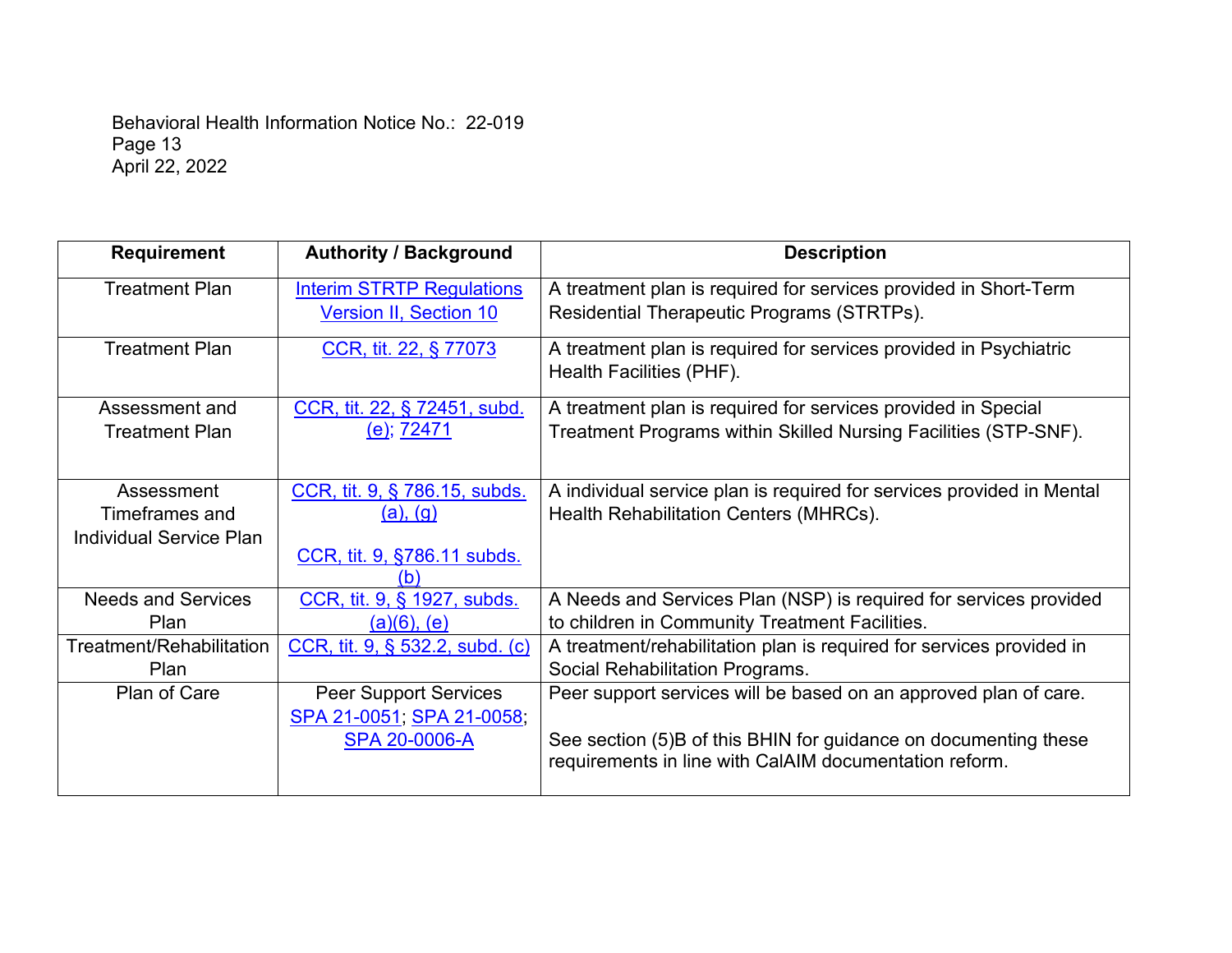| Requirement | Authority / Background | Description |
|---|---|---|
| Treatment Plan | Interim STRTP Regulations Version II, Section 10 | A treatment plan is required for services provided in Short-Term Residential Therapeutic Programs (STRTPs). |
| Treatment Plan | CCR, tit. 22, § 77073 | A treatment plan is required for services provided in Psychiatric Health Facilities (PHF). |
| Assessment and Treatment Plan | CCR, tit. 22, § 72451, subd. (e); 72471 | A treatment plan is required for services provided in Special Treatment Programs within Skilled Nursing Facilities (STP-SNF). |
| Assessment Timeframes and Individual Service Plan | CCR, tit. 9, § 786.15, subds. (a), (g)<br><br>CCR, tit. 9, §786.11 subds. (b) | A individual service plan is required for services provided in Mental Health Rehabilitation Centers (MHRCs). |
| Needs and Services Plan | CCR, tit. 9, § 1927, subds. (a)(6), (e) | A Needs and Services Plan (NSP) is required for services provided to children in Community Treatment Facilities. |
| Treatment/Rehabilitation Plan | CCR, tit. 9, § 532.2, subd. (c) | A treatment/rehabilitation plan is required for services provided in Social Rehabilitation Programs. |
| Plan of Care | Peer Support Services SPA 21-0051; SPA 21-0058; SPA 20-0006-A | Peer support services will be based on an approved plan of care.<br><br>See section (5)B of this BHIN for guidance on documenting these requirements in line with CalAIM documentation reform. |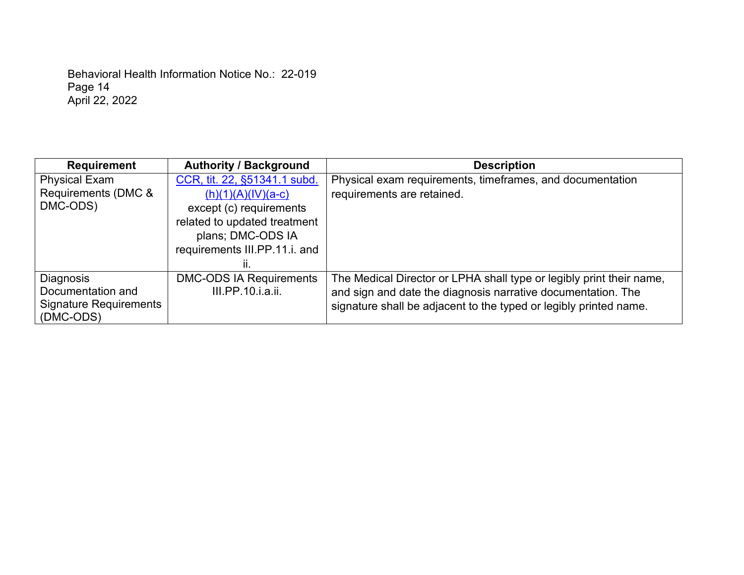| Requirement | Authority / Background | Description |
| --- | --- | --- |
| Physical Exam Requirements (DMC & DMC-ODS) | CCR, tit. 22, §51341.1 subd. (h)(1)(A)(IV)(a-c) except (c) requirements related to updated treatment plans; DMC-ODS IA requirements III.PP.11.i. and ii. | Physical exam requirements, timeframes, and documentation requirements are retained. |
| Diagnosis Documentation and Signature Requirements (DMC-ODS) | DMC-ODS IA Requirements III.PP.10.i.a.ii. | The Medical Director or LPHA shall type or legibly print their name, and sign and date the diagnosis narrative documentation. The signature shall be adjacent to the typed or legibly printed name. |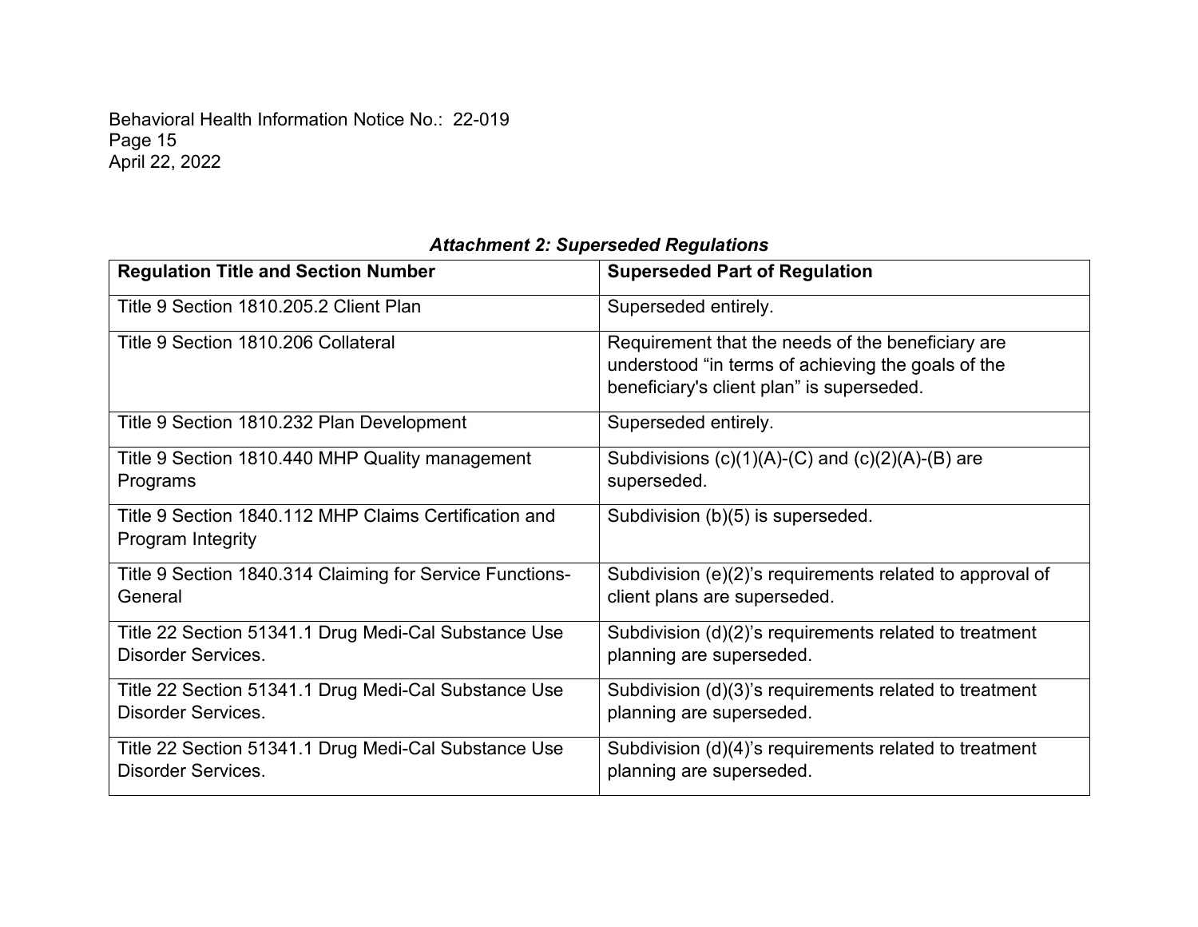***Attachment 2: Superseded Regulations***

| Regulation Title and Section Number | Superseded Part of Regulation |
|---|---|
| Title 9 Section 1810.205.2 Client Plan | Superseded entirely. |
| Title 9 Section 1810.206 Collateral | Requirement that the needs of the beneficiary are understood "in terms of achieving the goals of the beneficiary's client plan" is superseded. |
| Title 9 Section 1810.232 Plan Development | Superseded entirely. |
| Title 9 Section 1810.440 MHP Quality management Programs | Subdivisions (c)(1)(A)-(C) and (c)(2)(A)-(B) are superseded. |
| Title 9 Section 1840.112 MHP Claims Certification and Program Integrity | Subdivision (b)(5) is superseded. |
| Title 9 Section 1840.314 Claiming for Service Functions-General | Subdivision (e)(2)'s requirements related to approval of client plans are superseded. |
| Title 22 Section 51341.1 Drug Medi-Cal Substance Use Disorder Services. | Subdivision (d)(2)'s requirements related to treatment planning are superseded. |
| Title 22 Section 51341.1 Drug Medi-Cal Substance Use Disorder Services. | Subdivision (d)(3)'s requirements related to treatment planning are superseded. |
| Title 22 Section 51341.1 Drug Medi-Cal Substance Use Disorder Services. | Subdivision (d)(4)'s requirements related to treatment planning are superseded. |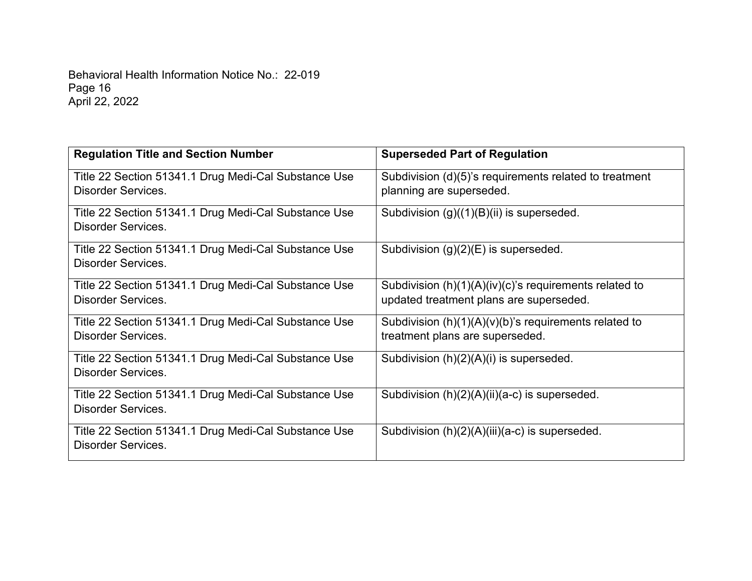| Regulation Title and Section Number | Superseded Part of Regulation |
|---|---|
| Title 22 Section 51341.1 Drug Medi-Cal Substance Use Disorder Services. | Subdivision (d)(5)'s requirements related to treatment planning are superseded. |
| Title 22 Section 51341.1 Drug Medi-Cal Substance Use Disorder Services. | Subdivision (g)((1)(B)(ii) is superseded. |
| Title 22 Section 51341.1 Drug Medi-Cal Substance Use Disorder Services. | Subdivision (g)(2)(E) is superseded. |
| Title 22 Section 51341.1 Drug Medi-Cal Substance Use Disorder Services. | Subdivision (h)(1)(A)(iv)(c)'s requirements related to updated treatment plans are superseded. |
| Title 22 Section 51341.1 Drug Medi-Cal Substance Use Disorder Services. | Subdivision (h)(1)(A)(v)(b)'s requirements related to treatment plans are superseded. |
| Title 22 Section 51341.1 Drug Medi-Cal Substance Use Disorder Services. | Subdivision (h)(2)(A)(i) is superseded. |
| Title 22 Section 51341.1 Drug Medi-Cal Substance Use Disorder Services. | Subdivision (h)(2)(A)(ii)(a-c) is superseded. |
| Title 22 Section 51341.1 Drug Medi-Cal Substance Use Disorder Services. | Subdivision (h)(2)(A)(iii)(a-c) is superseded. |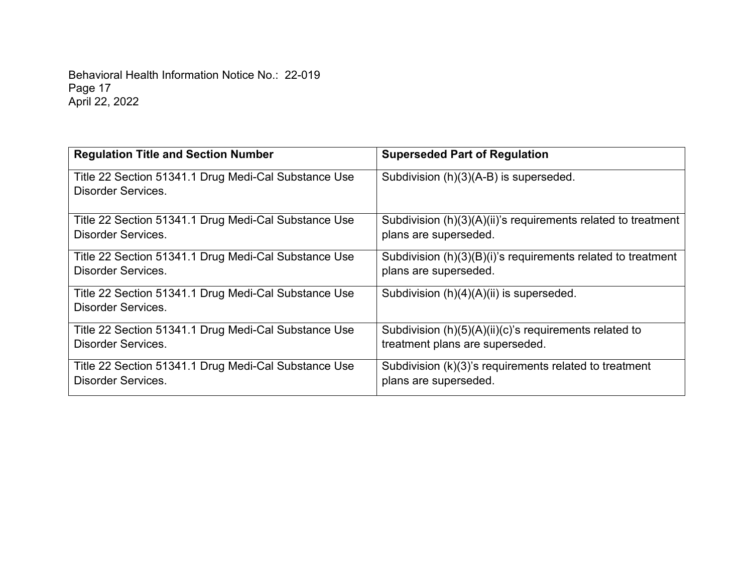| Regulation Title and Section Number | Superseded Part of Regulation |
|---|---|
| Title 22 Section 51341.1 Drug Medi-Cal Substance Use Disorder Services. | Subdivision (h)(3)(A-B) is superseded. |
| Title 22 Section 51341.1 Drug Medi-Cal Substance Use Disorder Services. | Subdivision (h)(3)(A)(ii)'s requirements related to treatment plans are superseded. |
| Title 22 Section 51341.1 Drug Medi-Cal Substance Use Disorder Services. | Subdivision (h)(3)(B)(i)'s requirements related to treatment plans are superseded. |
| Title 22 Section 51341.1 Drug Medi-Cal Substance Use Disorder Services. | Subdivision (h)(4)(A)(ii) is superseded. |
| Title 22 Section 51341.1 Drug Medi-Cal Substance Use Disorder Services. | Subdivision (h)(5)(A)(ii)(c)'s requirements related to treatment plans are superseded. |
| Title 22 Section 51341.1 Drug Medi-Cal Substance Use Disorder Services. | Subdivision (k)(3)'s requirements related to treatment plans are superseded. |